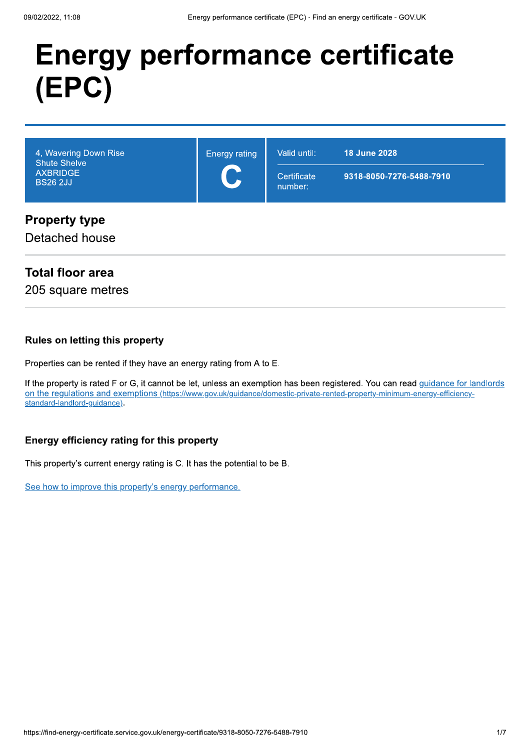# Energy performance certificate (EPC)

| | | | |
|---|---|---|---|
| 4, Wavering Down Rise<br>Shute Shelve<br>AXBRIDGE<br>BS26 2JJ | Energy rating<br>**C** | Valid until: | **18 June 2028** |
| | | Certificate number: | **9318-8050-7276-5488-7910** |

## Property type

Detached house

## Total floor area

205 square metres

### Rules on letting this property

Properties can be rented if they have an energy rating from A to E.

If the property is rated F or G, it cannot be let, unless an exemption has been registered. You can read guidance for landlords on the regulations and exemptions (https://www.gov.uk/guidance/domestic-private-rented-property-minimum-energy-efficiency-standard-landlord-guidance).

### Energy efficiency rating for this property

This property's current energy rating is C. It has the potential to be B.

See how to improve this property's energy performance.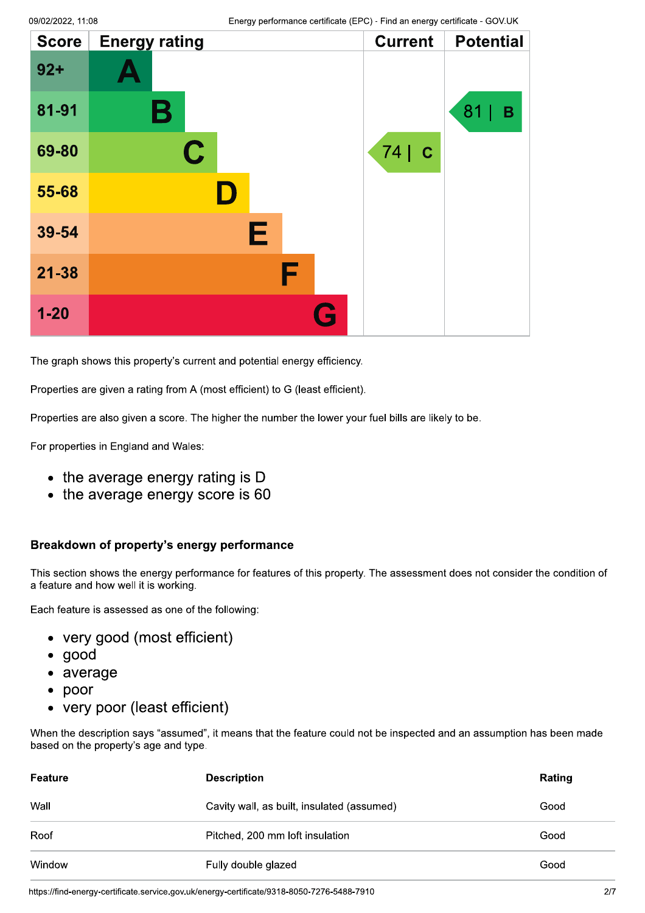Score | Energy rating | Current | Potential

92+ A

81-91 B

69-80 C

55-68 D

39-54 E

21-38 F

1-20 G

74 | C

81 | B

The graph shows this property's current and potential energy efficiency.

Properties are given a rating from A (most efficient) to G (least efficient).

Properties are also given a score. The higher the number the lower your fuel bills are likely to be.

For properties in England and Wales:

- the average energy rating is D
- the average energy score is 60

### Breakdown of property's energy performance

This section shows the energy performance for features of this property. The assessment does not consider the condition of a feature and how well it is working.

Each feature is assessed as one of the following:

- very good (most efficient)
- good
- average
- poor
- very poor (least efficient)

When the description says "assumed", it means that the feature could not be inspected and an assumption has been made based on the property's age and type.

| Feature | Description | Rating |
|---|---|---|
| Wall | Cavity wall, as built, insulated (assumed) | Good |
| Roof | Pitched, 200 mm loft insulation | Good |
| Window | Fully double glazed | Good |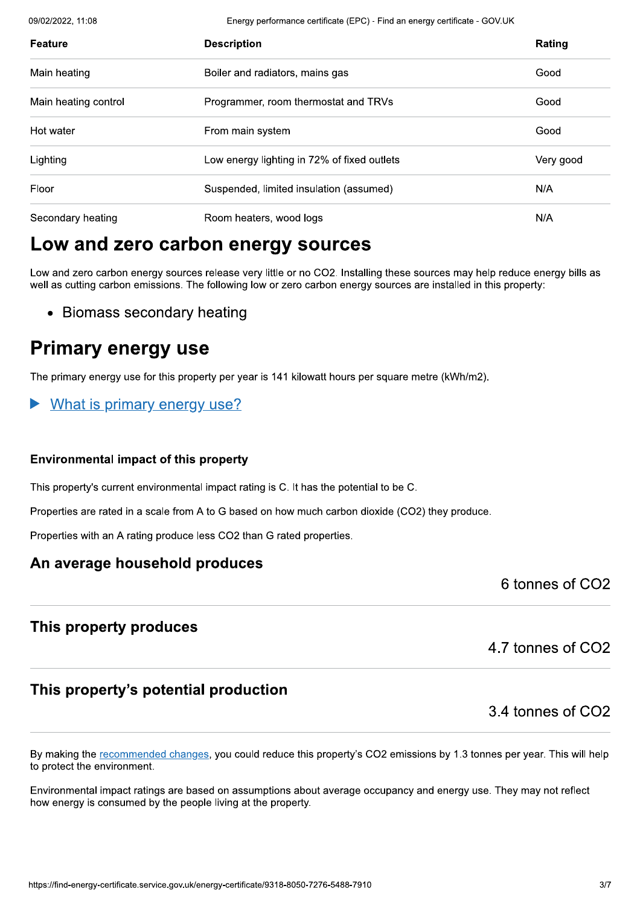| Feature | Description | Rating |
|---|---|---|
| Main heating | Boiler and radiators, mains gas | Good |
| Main heating control | Programmer, room thermostat and TRVs | Good |
| Hot water | From main system | Good |
| Lighting | Low energy lighting in 72% of fixed outlets | Very good |
| Floor | Suspended, limited insulation (assumed) | N/A |
| Secondary heating | Room heaters, wood logs | N/A |

## Low and zero carbon energy sources

Low and zero carbon energy sources release very little or no $CO_2$. Installing these sources may help reduce energy bills as well as cutting carbon emissions. The following low or zero carbon energy sources are installed in this property:

- Biomass secondary heating

## Primary energy use

The primary energy use for this property per year is 141 kilowatt hours per square metre (kWh/m2).

▶ What is primary energy use?

### Environmental impact of this property

This property's current environmental impact rating is C. It has the potential to be C.

Properties are rated in a scale from A to G based on how much carbon dioxide ($CO_2$) they produce.

Properties with an A rating produce less $CO_2$ than G rated properties.

### An average household produces

6 tonnes of $CO_2$

### This property produces

4.7 tonnes of $CO_2$

### This property's potential production

3.4 tonnes of $CO_2$

By making the recommended changes, you could reduce this property's $CO_2$ emissions by 1.3 tonnes per year. This will help to protect the environment.

Environmental impact ratings are based on assumptions about average occupancy and energy use. They may not reflect how energy is consumed by the people living at the property.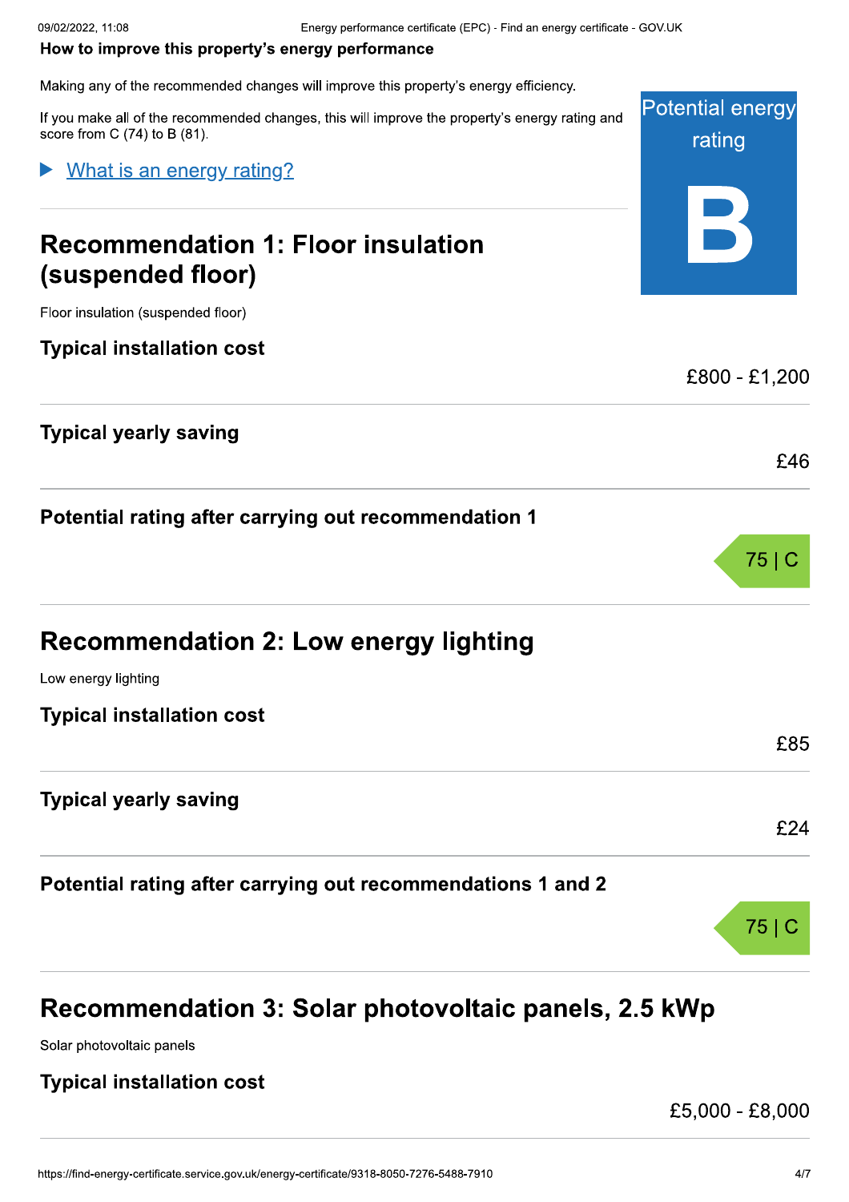## How to improve this property's energy performance

Making any of the recommended changes will improve this property's energy efficiency.

If you make all of the recommended changes, this will improve the property's energy rating and score from C (74) to B (81).

Potential energy rating

**B**

▶ What is an energy rating?

## Recommendation 1: Floor insulation (suspended floor)

Floor insulation (suspended floor)

### Typical installation cost

£800 - £1,200

### Typical yearly saving

£46

### Potential rating after carrying out recommendation 1

75 | C

## Recommendation 2: Low energy lighting

Low energy lighting

### Typical installation cost

£85

### Typical yearly saving

£24

### Potential rating after carrying out recommendations 1 and 2

75 | C

## Recommendation 3: Solar photovoltaic panels, 2.5 kWp

Solar photovoltaic panels

### Typical installation cost

£5,000 - £8,000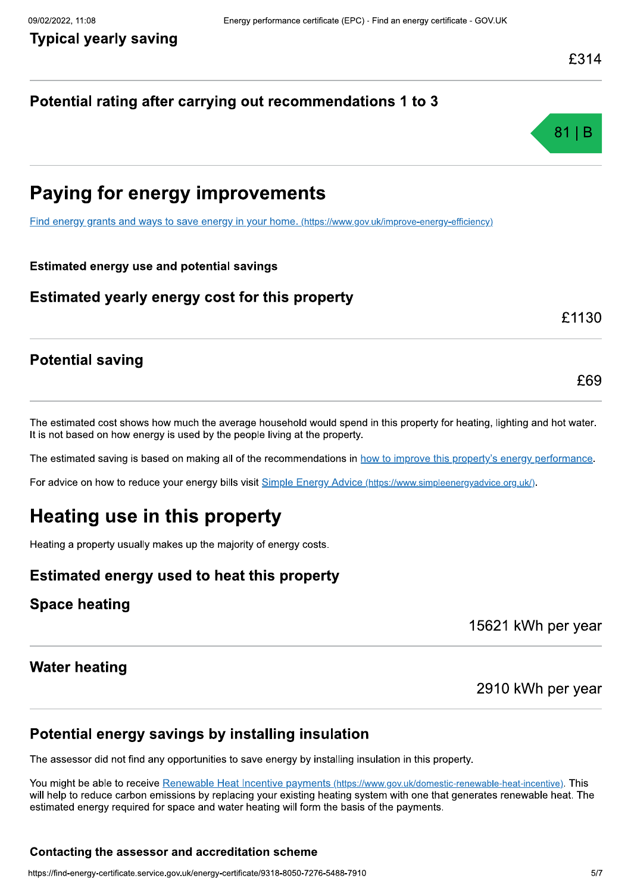### Typical yearly saving

£314

### Potential rating after carrying out recommendations 1 to 3

81 | B

## Paying for energy improvements

[Find energy grants and ways to save energy in your home. (https://www.gov.uk/improve-energy-efficiency)](https://www.gov.uk/improve-energy-efficiency)

**Estimated energy use and potential savings**

### Estimated yearly energy cost for this property

£1130

### Potential saving

£69

The estimated cost shows how much the average household would spend in this property for heating, lighting and hot water. It is not based on how energy is used by the people living at the property.

The estimated saving is based on making all of the recommendations in how to improve this property's energy performance.

For advice on how to reduce your energy bills visit [Simple Energy Advice (https://www.simpleenergyadvice.org.uk/)](https://www.simpleenergyadvice.org.uk/).

## Heating use in this property

Heating a property usually makes up the majority of energy costs.

### Estimated energy used to heat this property

### Space heating

15621 kWh per year

### Water heating

2910 kWh per year

### Potential energy savings by installing insulation

The assessor did not find any opportunities to save energy by installing insulation in this property.

You might be able to receive [Renewable Heat Incentive payments (https://www.gov.uk/domestic-renewable-heat-incentive)](https://www.gov.uk/domestic-renewable-heat-incentive). This will help to reduce carbon emissions by replacing your existing heating system with one that generates renewable heat. The estimated energy required for space and water heating will form the basis of the payments.

**Contacting the assessor and accreditation scheme**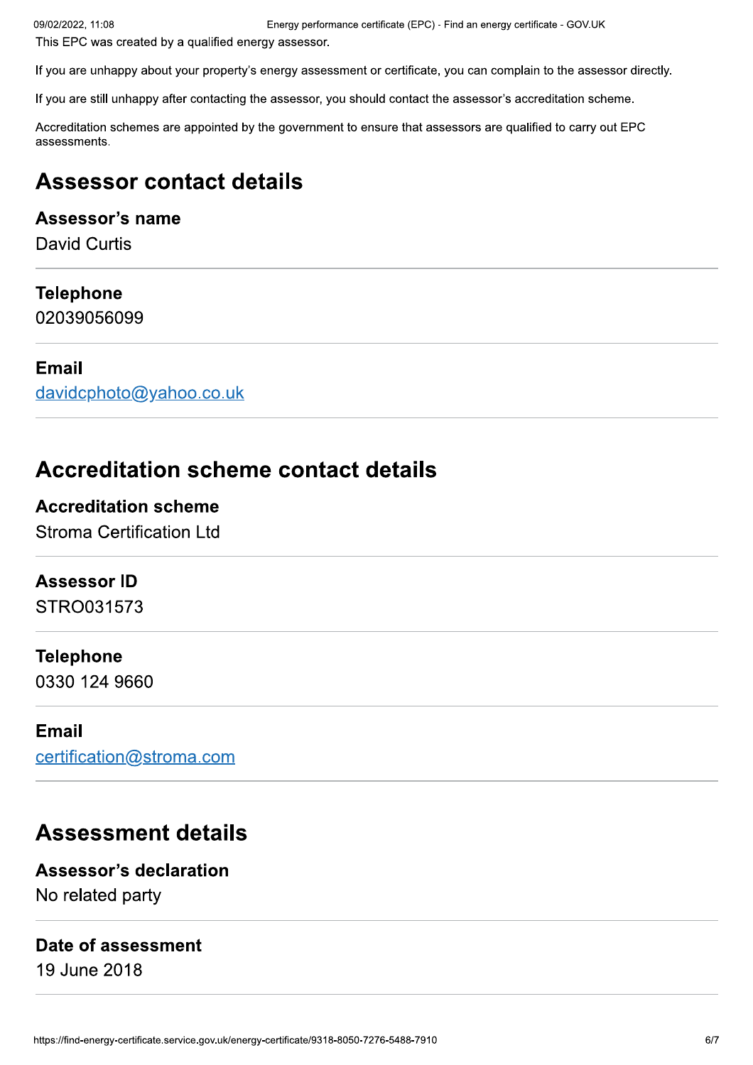This EPC was created by a qualified energy assessor.

If you are unhappy about your property's energy assessment or certificate, you can complain to the assessor directly.

If you are still unhappy after contacting the assessor, you should contact the assessor's accreditation scheme.

Accreditation schemes are appointed by the government to ensure that assessors are qualified to carry out EPC assessments.

## Assessor contact details

### Assessor's name

David Curtis

### Telephone

02039056099

### Email

davidcphoto@yahoo.co.uk

## Accreditation scheme contact details

### Accreditation scheme

Stroma Certification Ltd

### Assessor ID

STRO031573

### Telephone

0330 124 9660

### Email

certification@stroma.com

## Assessment details

### Assessor's declaration

No related party

### Date of assessment

19 June 2018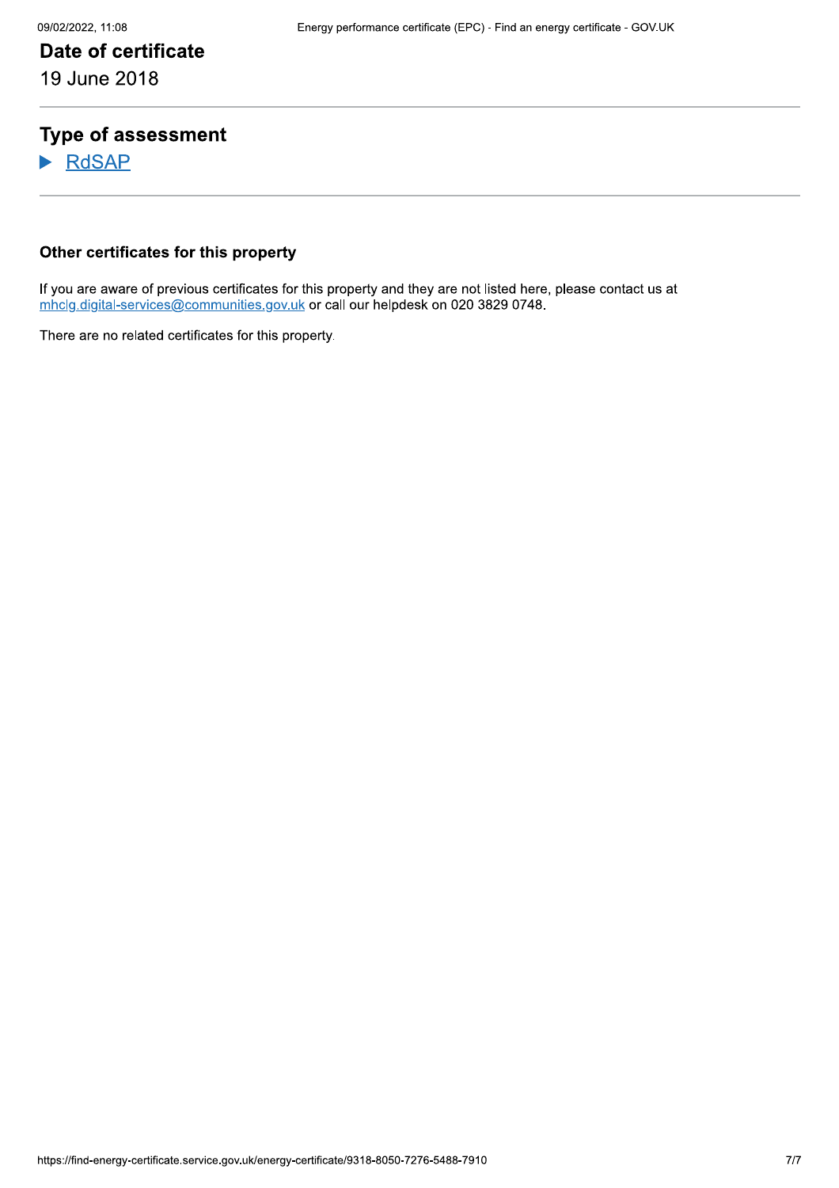## Date of certificate

19 June 2018

## Type of assessment

▶ RdSAP

### Other certificates for this property

If you are aware of previous certificates for this property and they are not listed here, please contact us at mhclg.digital-services@communities.gov.uk or call our helpdesk on 020 3829 0748.

There are no related certificates for this property.